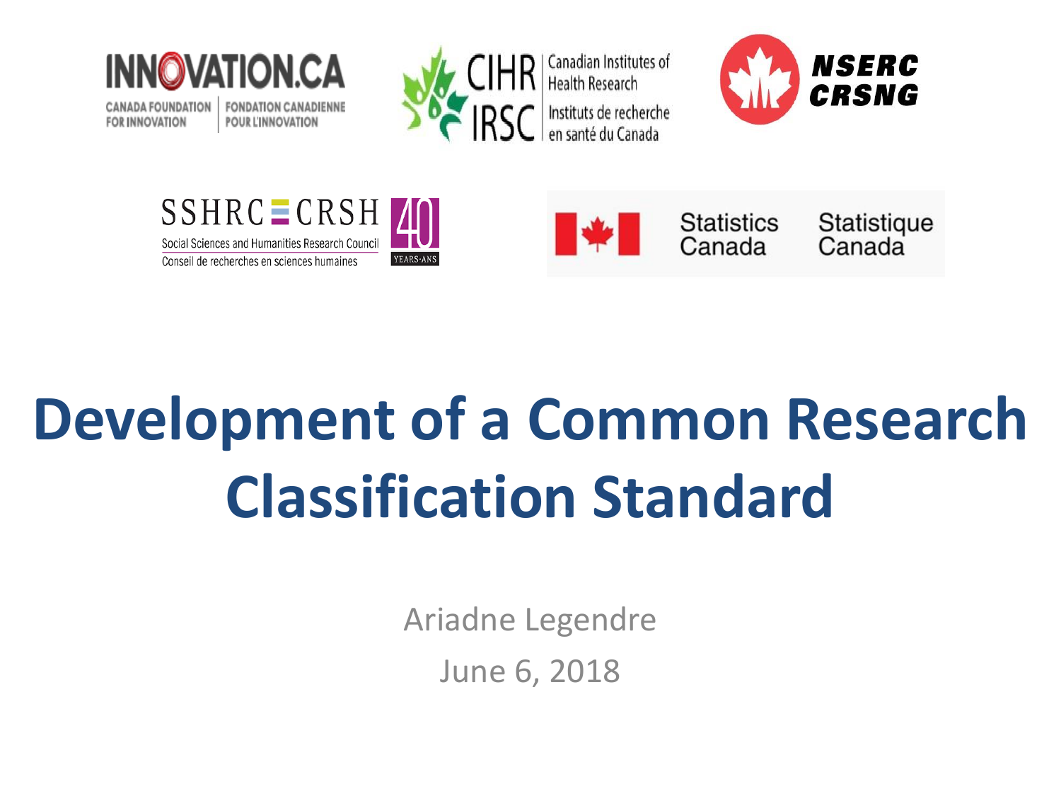INNOVATION.CA

CANADA FOUNDATION FOR INNOVATION | FONDATION CANADIENNE POUR L'INNOVATION

CIHR IRSC | Canadian Institutes of Health Research | Instituts de recherche en santé du Canada

NSERC CRSNG

SSHRC CRSH | Social Sciences and Humanities Research Council | Conseil de recherches en sciences humaines | 40 YEARS-ANS

Statistics Canada | Statistique Canada

# Development of a Common Research Classification Standard

Ariadne Legendre

June 6, 2018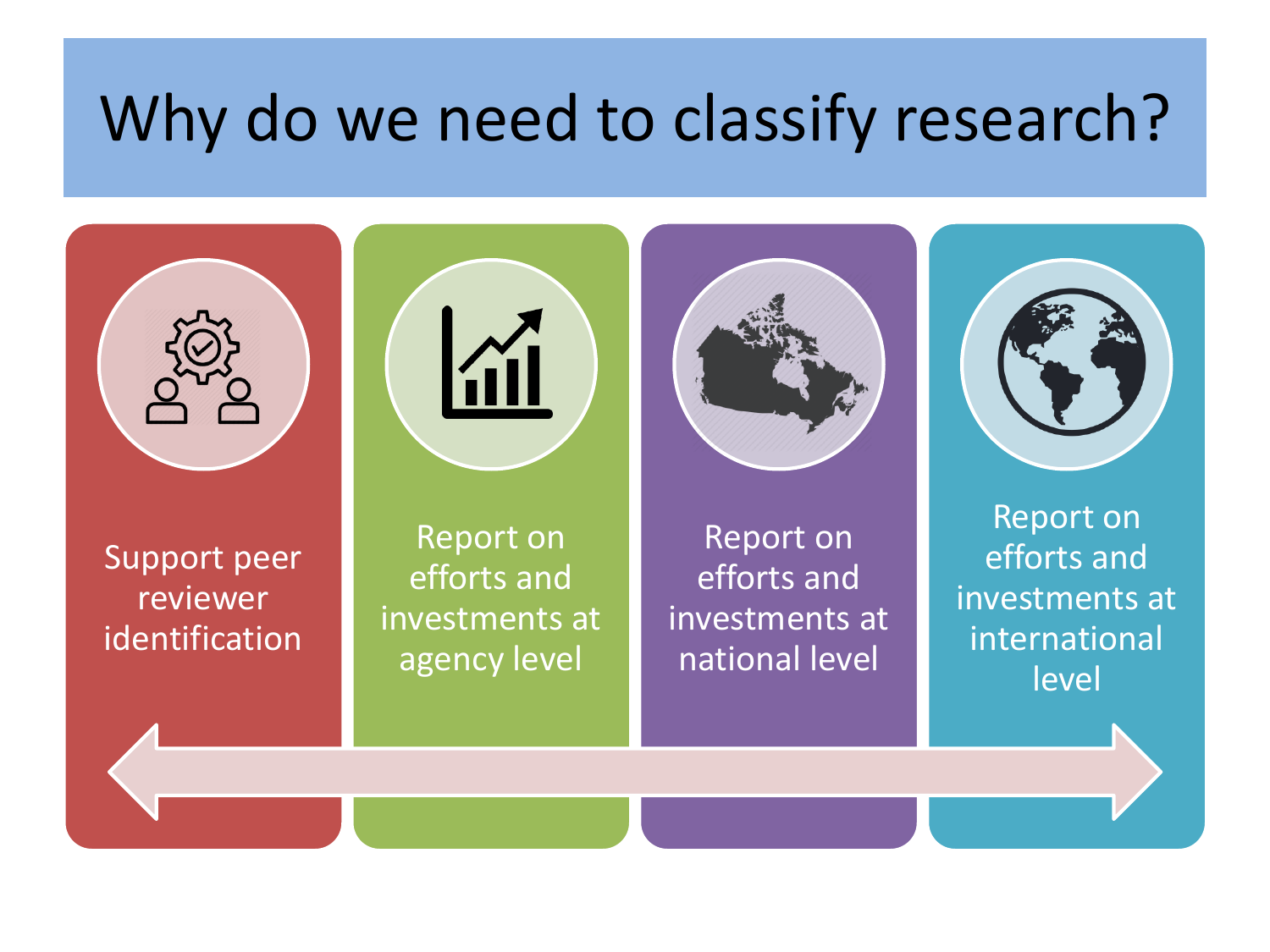# Why do we need to classify research?

- Support peer reviewer identification
- Report on efforts and investments at agency level
- Report on efforts and investments at national level
- Report on efforts and investments at international level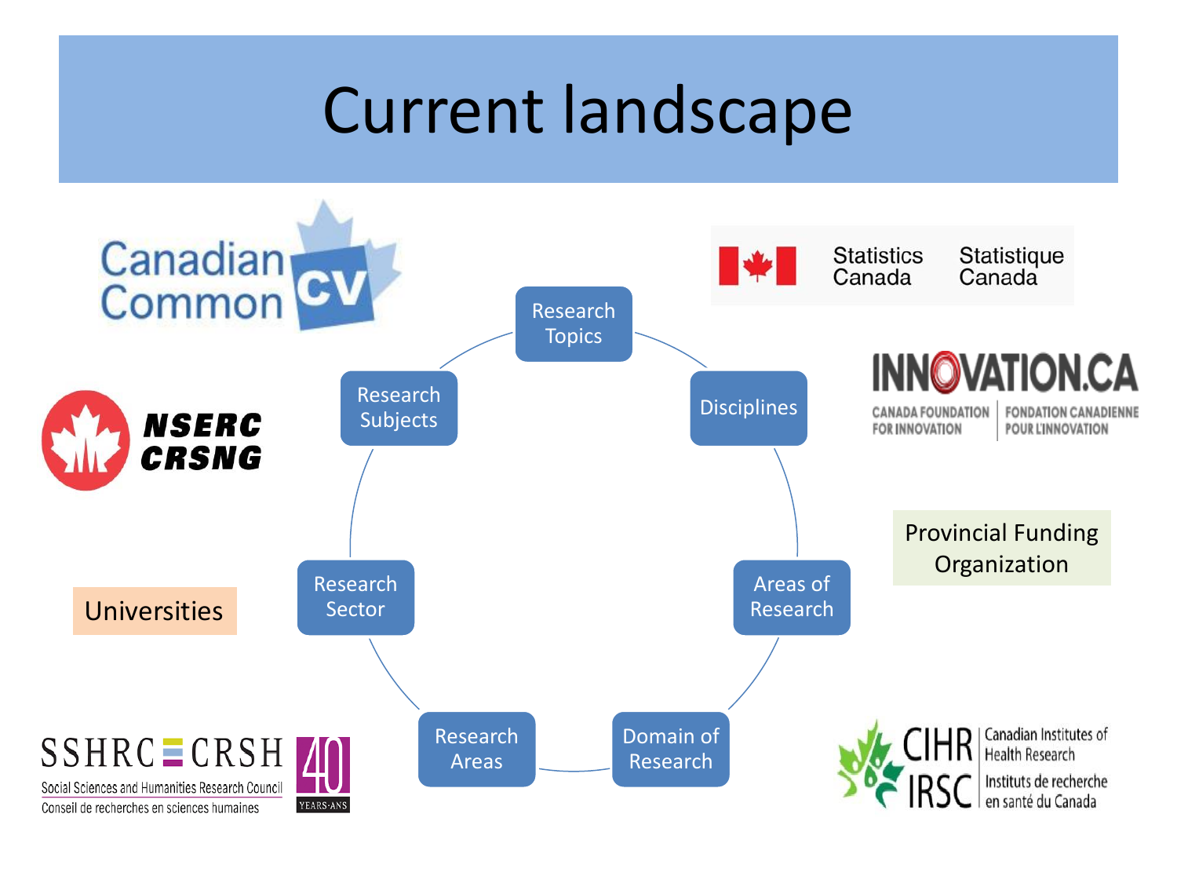# Current landscape

- Research Topics
- Disciplines
- Areas of Research
- Domain of Research
- Research Areas
- Research Sector
- Research Subjects

Canadian Common CV

Statistics Canada | Statistique Canada

NSERC CRSNG

INNOVATION.CA — CANADA FOUNDATION FOR INNOVATION | FONDATION CANADIENNE POUR L'INNOVATION

Provincial Funding Organization

Universities

SSHRC ≡ CRSH — Social Sciences and Humanities Research Council / Conseil de recherches en sciences humaines — 40 YEARS·ANS

CIHR IRSC — Canadian Institutes of Health Research / Instituts de recherche en santé du Canada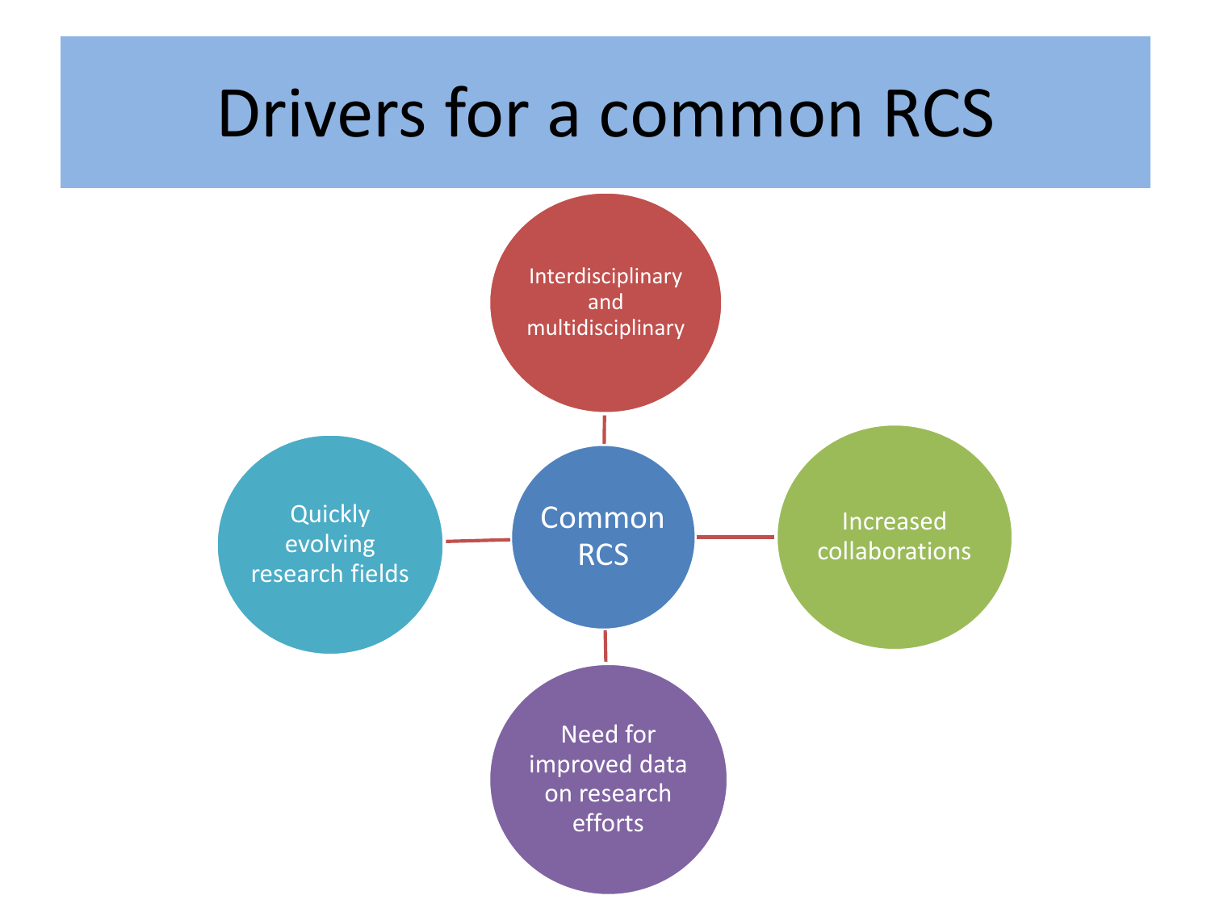# Drivers for a common RCS

- Common RCS
  - Interdisciplinary and multidisciplinary
  - Increased collaborations
  - Need for improved data on research efforts
  - Quickly evolving research fields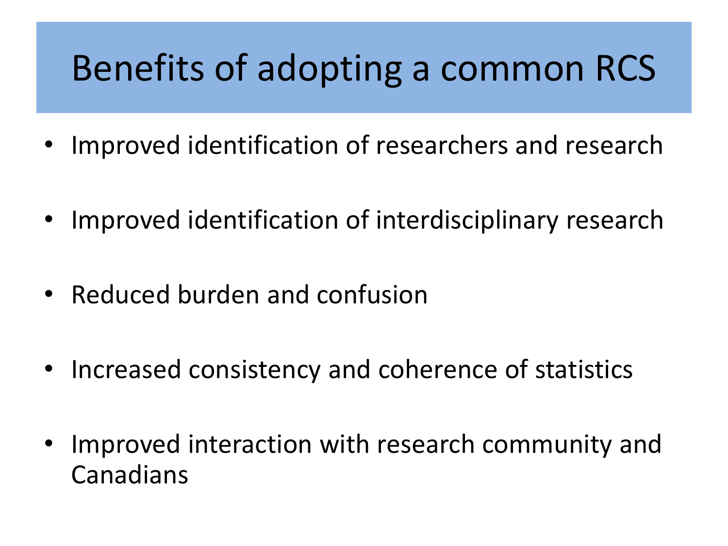# Benefits of adopting a common RCS

- Improved identification of researchers and research
- Improved identification of interdisciplinary research
- Reduced burden and confusion
- Increased consistency and coherence of statistics
- Improved interaction with research community and Canadians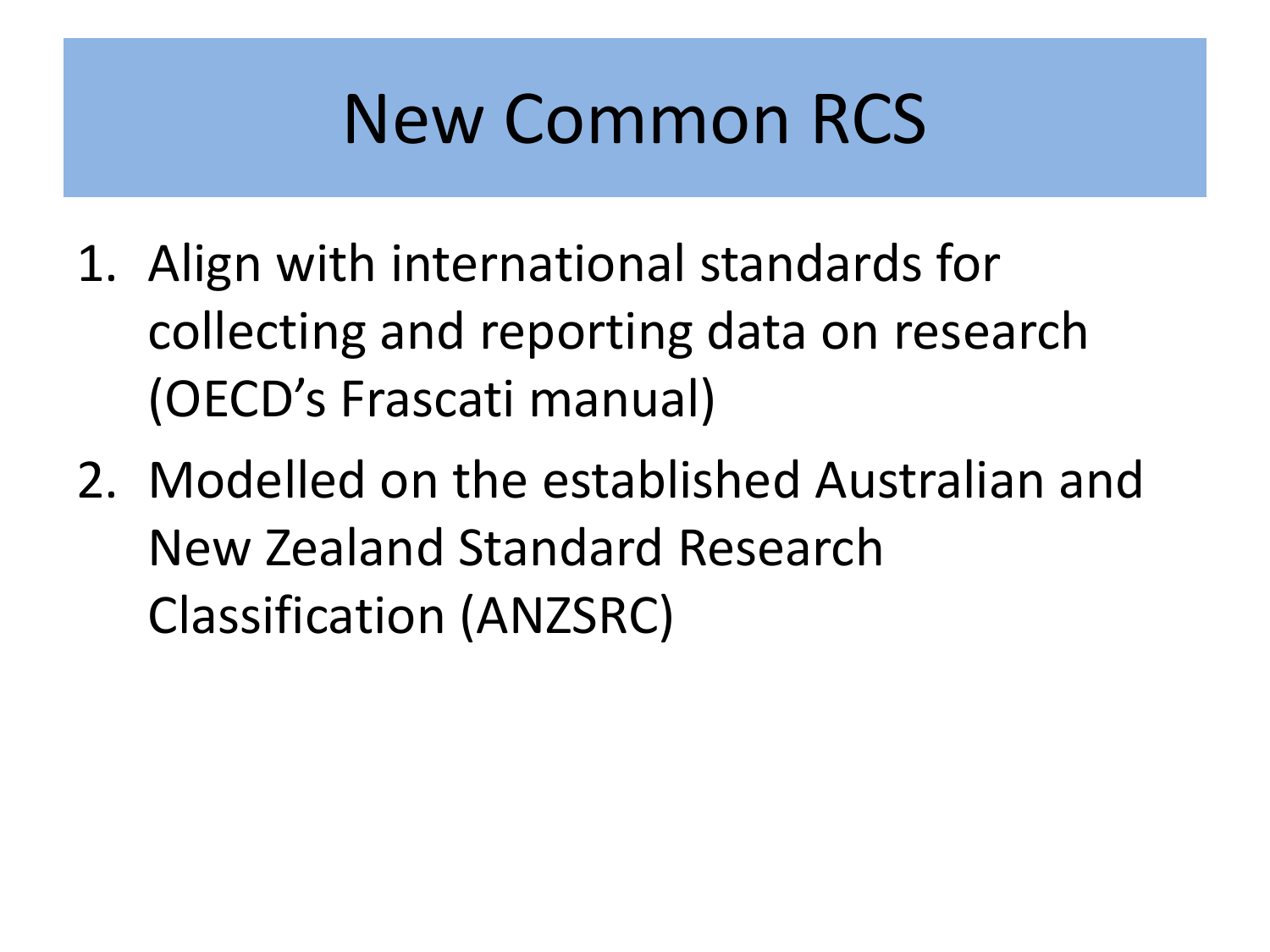# New Common RCS

1. Align with international standards for collecting and reporting data on research (OECD's Frascati manual)
2. Modelled on the established Australian and New Zealand Standard Research Classification (ANZSRC)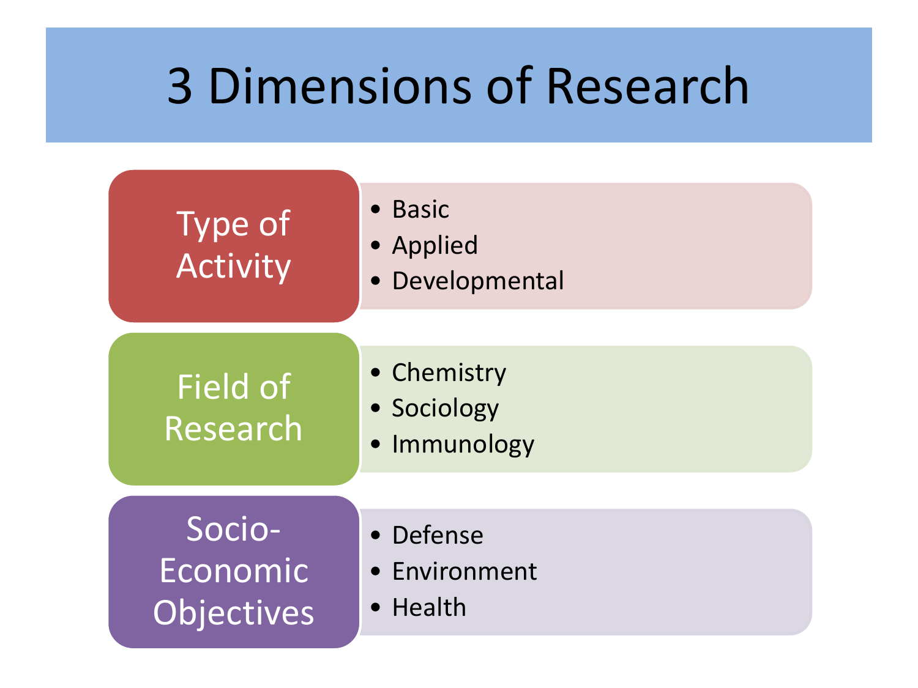# 3 Dimensions of Research

## Type of Activity

- Basic
- Applied
- Developmental

## Field of Research

- Chemistry
- Sociology
- Immunology

## Socio-Economic Objectives

- Defense
- Environment
- Health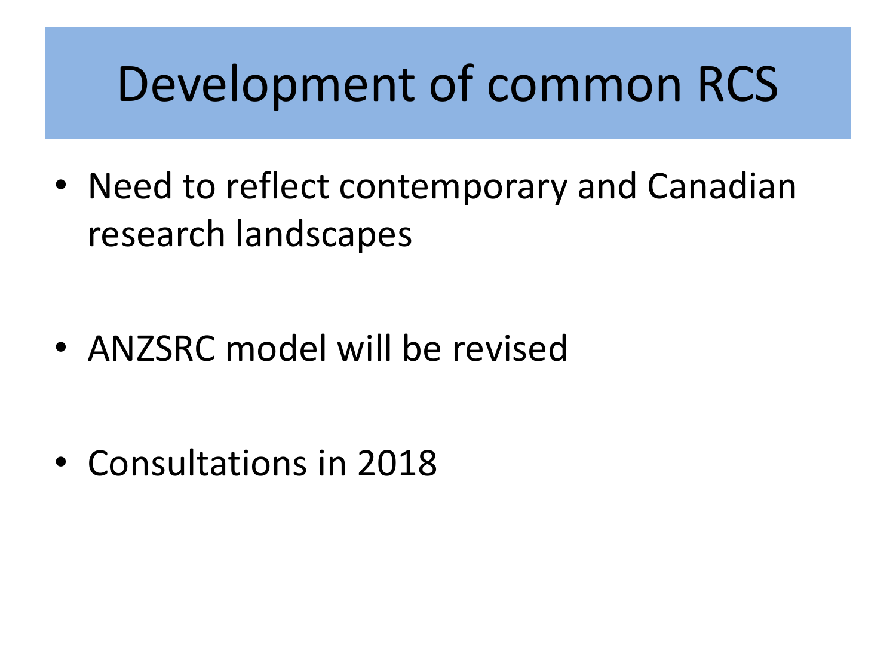# Development of common RCS

- Need to reflect contemporary and Canadian research landscapes
- ANZSRC model will be revised
- Consultations in 2018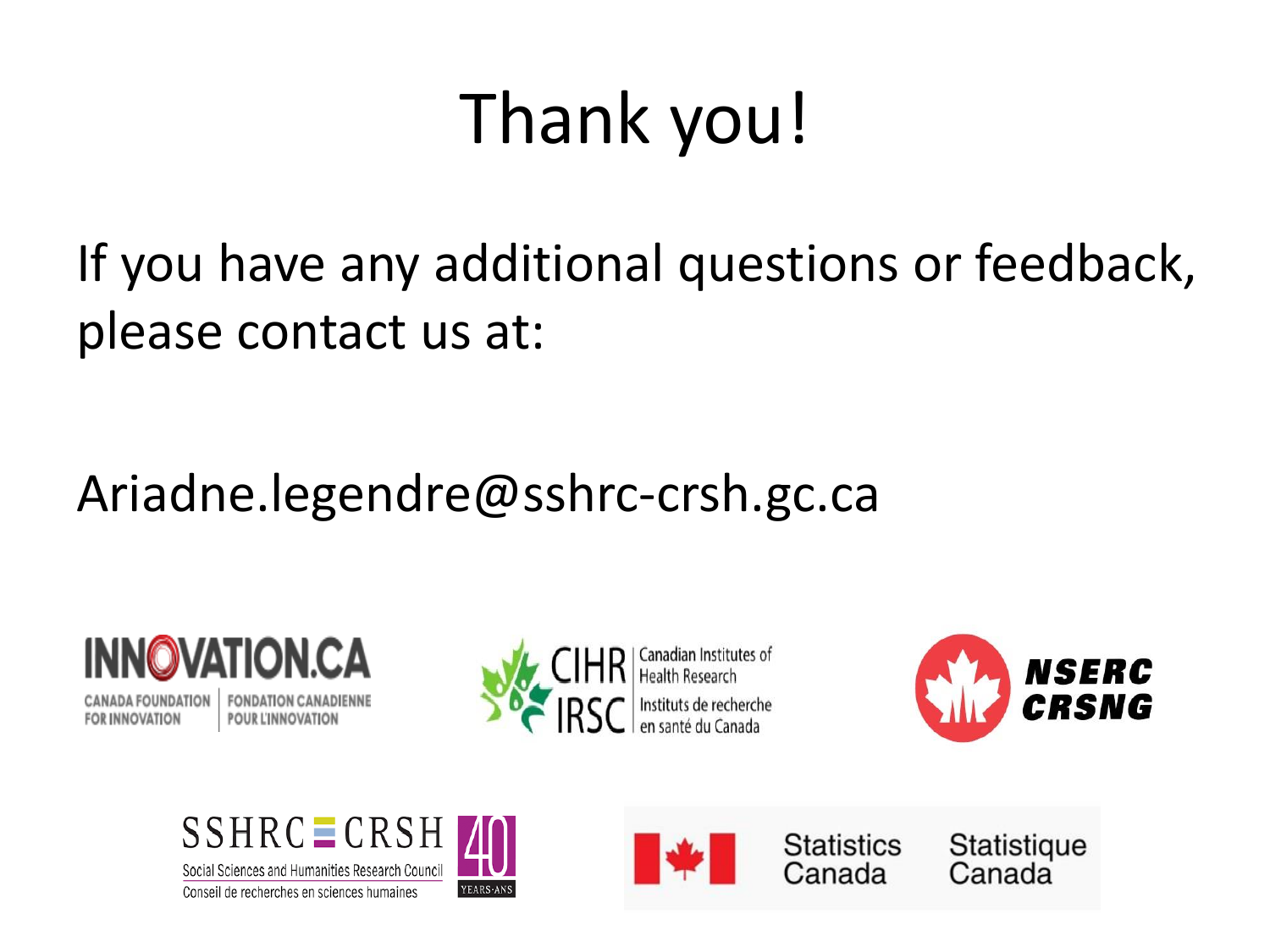# Thank you!

If you have any additional questions or feedback, please contact us at:

Ariadne.legendre@sshrc-crsh.gc.ca

INNOVATION.CA
CANADA FOUNDATION FOR INNOVATION | FONDATION CANADIENNE POUR L'INNOVATION

CIHR IRSC
Canadian Institutes of Health Research
Instituts de recherche en santé du Canada

NSERC CRSNG

SSHRC CRSH 40 YEARS-ANS
Social Sciences and Humanities Research Council
Conseil de recherches en sciences humaines

Statistics Canada | Statistique Canada